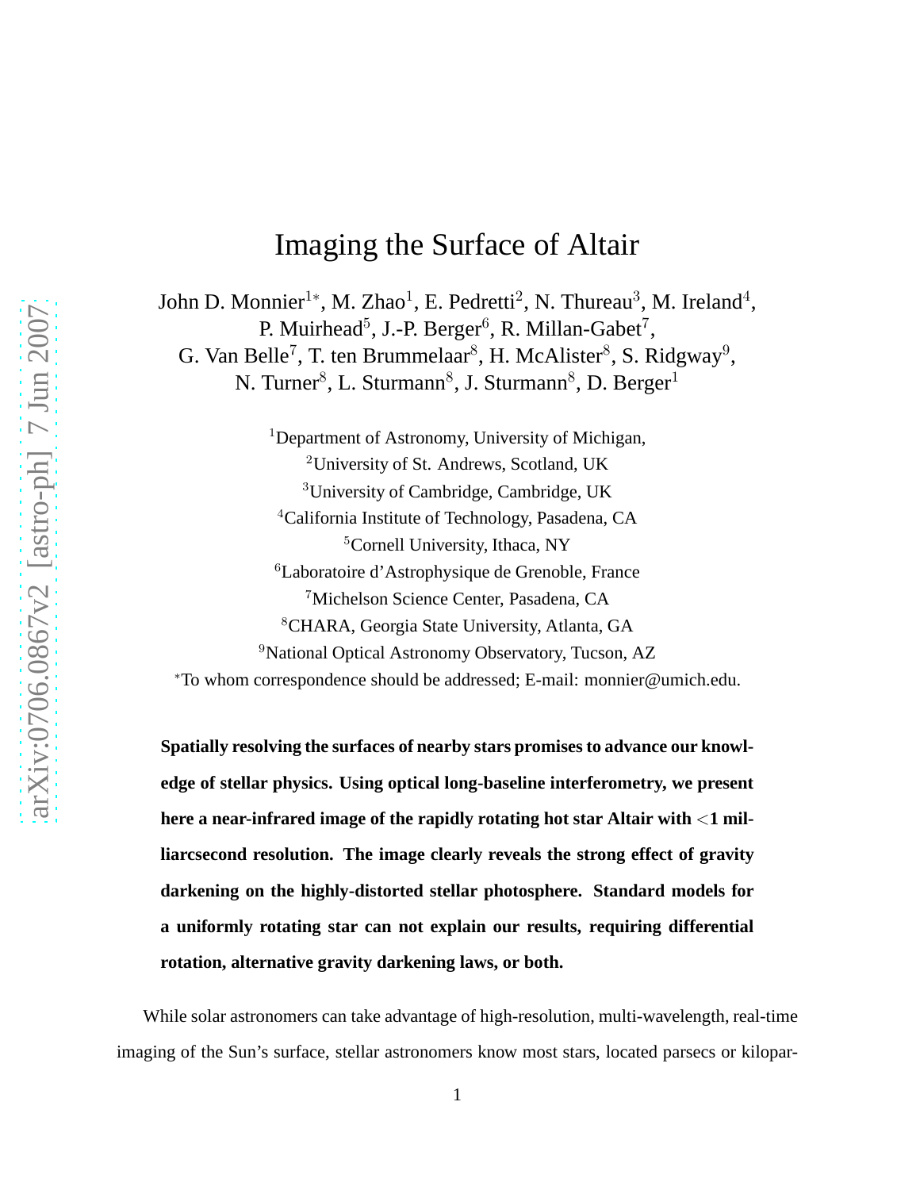# Imaging the Surface of Altair

John D. Monnier[1*], M. Zhao[1], E. Pedretti[2], N. Thureau[3], M. Ireland[4], P. Muirhead[5], J.-P. Berger[6], R. Millan-Gabet[7], G. Van Belle[7], T. ten Brummelaar[8], H. McAlister[8], S. Ridgway[9], N. Turner[8], L. Sturmann[8], J. Sturmann[8], D. Berger[1]

[1]Department of Astronomy, University of Michigan,
[2]University of St. Andrews, Scotland, UK
[3]University of Cambridge, Cambridge, UK
[4]California Institute of Technology, Pasadena, CA
[5]Cornell University, Ithaca, NY
[6]Laboratoire d'Astrophysique de Grenoble, France
[7]Michelson Science Center, Pasadena, CA
[8]CHARA, Georgia State University, Atlanta, GA
[9]National Optical Astronomy Observatory, Tucson, AZ
[*]To whom correspondence should be addressed; E-mail: monnier@umich.edu.

**Spatially resolving the surfaces of nearby stars promises to advance our knowledge of stellar physics. Using optical long-baseline interferometry, we present here a near-infrared image of the rapidly rotating hot star Altair with $<$1 milliarcsecond resolution. The image clearly reveals the strong effect of gravity darkening on the highly-distorted stellar photosphere. Standard models for a uniformly rotating star can not explain our results, requiring differential rotation, alternative gravity darkening laws, or both.**

While solar astronomers can take advantage of high-resolution, multi-wavelength, real-time imaging of the Sun's surface, stellar astronomers know most stars, located parsecs or kilopar-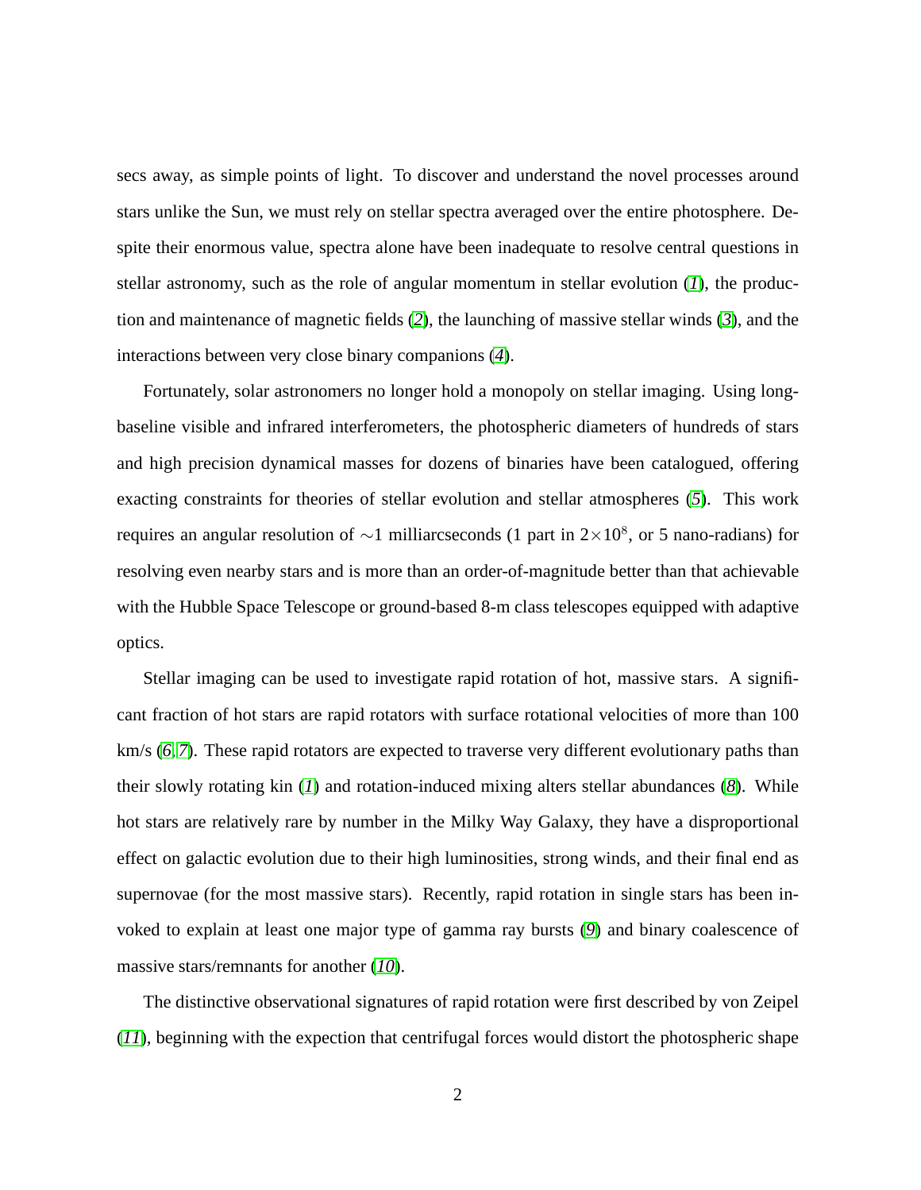secs away, as simple points of light. To discover and understand the novel processes around stars unlike the Sun, we must rely on stellar spectra averaged over the entire photosphere. Despite their enormous value, spectra alone have been inadequate to resolve central questions in stellar astronomy, such as the role of angular momentum in stellar evolution (*1*), the production and maintenance of magnetic fields (*2*), the launching of massive stellar winds (*3*), and the interactions between very close binary companions (*4*).

Fortunately, solar astronomers no longer hold a monopoly on stellar imaging. Using long-baseline visible and infrared interferometers, the photospheric diameters of hundreds of stars and high precision dynamical masses for dozens of binaries have been catalogued, offering exacting constraints for theories of stellar evolution and stellar atmospheres (*5*). This work requires an angular resolution of $\sim$1 milliarcseconds (1 part in $2\times10^{8}$, or 5 nano-radians) for resolving even nearby stars and is more than an order-of-magnitude better than that achievable with the Hubble Space Telescope or ground-based 8-m class telescopes equipped with adaptive optics.

Stellar imaging can be used to investigate rapid rotation of hot, massive stars. A significant fraction of hot stars are rapid rotators with surface rotational velocities of more than 100 km/s (*6, 7*). These rapid rotators are expected to traverse very different evolutionary paths than their slowly rotating kin (*1*) and rotation-induced mixing alters stellar abundances (*8*). While hot stars are relatively rare by number in the Milky Way Galaxy, they have a disproportional effect on galactic evolution due to their high luminosities, strong winds, and their final end as supernovae (for the most massive stars). Recently, rapid rotation in single stars has been invoked to explain at least one major type of gamma ray bursts (*9*) and binary coalescence of massive stars/remnants for another (*10*).

The distinctive observational signatures of rapid rotation were first described by von Zeipel (*11*), beginning with the expection that centrifugal forces would distort the photospheric shape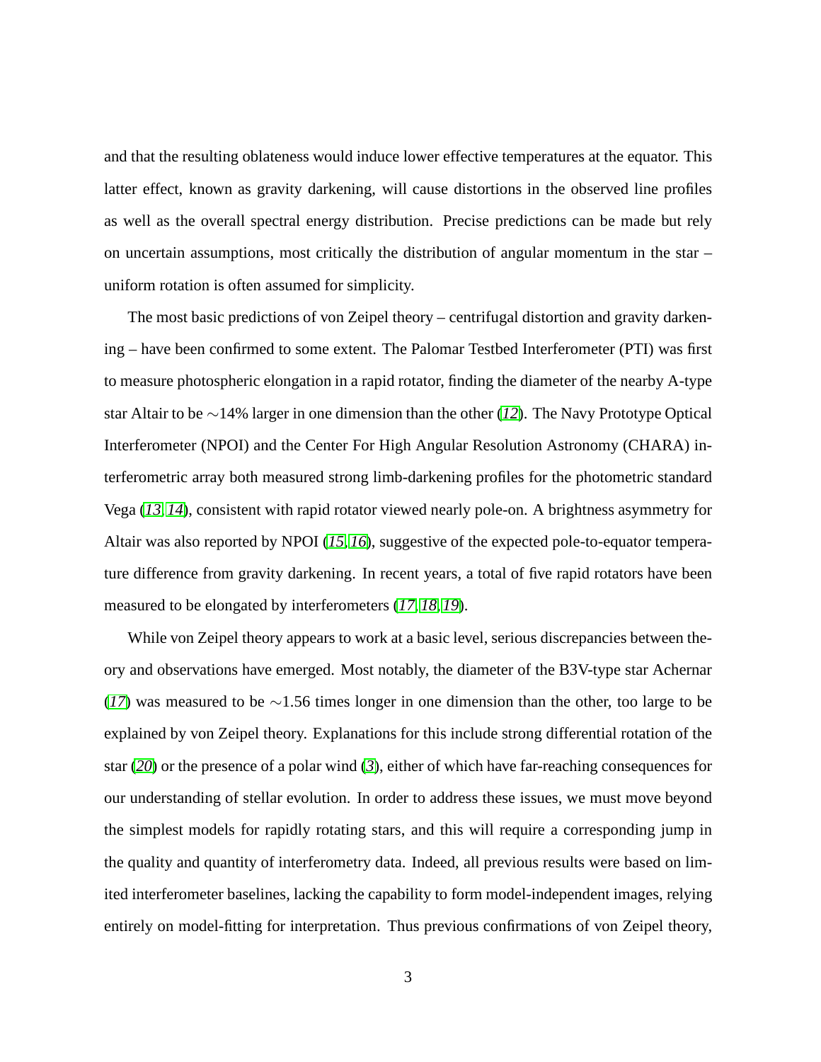and that the resulting oblateness would induce lower effective temperatures at the equator. This latter effect, known as gravity darkening, will cause distortions in the observed line profiles as well as the overall spectral energy distribution. Precise predictions can be made but rely on uncertain assumptions, most critically the distribution of angular momentum in the star – uniform rotation is often assumed for simplicity.

The most basic predictions of von Zeipel theory – centrifugal distortion and gravity darkening – have been confirmed to some extent. The Palomar Testbed Interferometer (PTI) was first to measure photospheric elongation in a rapid rotator, finding the diameter of the nearby A-type star Altair to be $\sim$14% larger in one dimension than the other (*12*). The Navy Prototype Optical Interferometer (NPOI) and the Center For High Angular Resolution Astronomy (CHARA) interferometric array both measured strong limb-darkening profiles for the photometric standard Vega (*13*, *14*), consistent with rapid rotator viewed nearly pole-on. A brightness asymmetry for Altair was also reported by NPOI (*15*, *16*), suggestive of the expected pole-to-equator temperature difference from gravity darkening. In recent years, a total of five rapid rotators have been measured to be elongated by interferometers (*17*, *18*, *19*).

While von Zeipel theory appears to work at a basic level, serious discrepancies between theory and observations have emerged. Most notably, the diameter of the B3V-type star Achernar (*17*) was measured to be $\sim$1.56 times longer in one dimension than the other, too large to be explained by von Zeipel theory. Explanations for this include strong differential rotation of the star (*20*) or the presence of a polar wind (*3*), either of which have far-reaching consequences for our understanding of stellar evolution. In order to address these issues, we must move beyond the simplest models for rapidly rotating stars, and this will require a corresponding jump in the quality and quantity of interferometry data. Indeed, all previous results were based on limited interferometer baselines, lacking the capability to form model-independent images, relying entirely on model-fitting for interpretation. Thus previous confirmations of von Zeipel theory,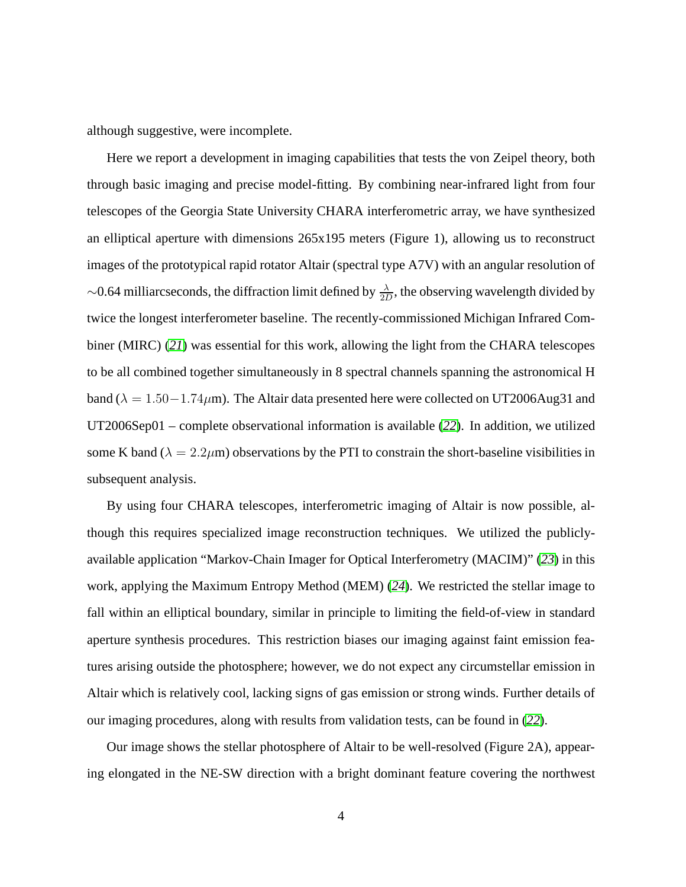although suggestive, were incomplete.

Here we report a development in imaging capabilities that tests the von Zeipel theory, both through basic imaging and precise model-fitting. By combining near-infrared light from four telescopes of the Georgia State University CHARA interferometric array, we have synthesized an elliptical aperture with dimensions 265x195 meters (Figure 1), allowing us to reconstruct images of the prototypical rapid rotator Altair (spectral type A7V) with an angular resolution of ∼0.64 milliarcseconds, the diffraction limit defined by $\frac{\lambda}{2D}$, the observing wavelength divided by twice the longest interferometer baseline. The recently-commissioned Michigan Infrared Combiner (MIRC) (*21*) was essential for this work, allowing the light from the CHARA telescopes to be all combined together simultaneously in 8 spectral channels spanning the astronomical H band ($\lambda = 1.50-1.74\mu$m). The Altair data presented here were collected on UT2006Aug31 and UT2006Sep01 – complete observational information is available (*22*). In addition, we utilized some K band ($\lambda = 2.2\mu$m) observations by the PTI to constrain the short-baseline visibilities in subsequent analysis.

By using four CHARA telescopes, interferometric imaging of Altair is now possible, although this requires specialized image reconstruction techniques. We utilized the publicly-available application "Markov-Chain Imager for Optical Interferometry (MACIM)" (*23*) in this work, applying the Maximum Entropy Method (MEM) (*24*). We restricted the stellar image to fall within an elliptical boundary, similar in principle to limiting the field-of-view in standard aperture synthesis procedures. This restriction biases our imaging against faint emission features arising outside the photosphere; however, we do not expect any circumstellar emission in Altair which is relatively cool, lacking signs of gas emission or strong winds. Further details of our imaging procedures, along with results from validation tests, can be found in (*22*).

Our image shows the stellar photosphere of Altair to be well-resolved (Figure 2A), appearing elongated in the NE-SW direction with a bright dominant feature covering the northwest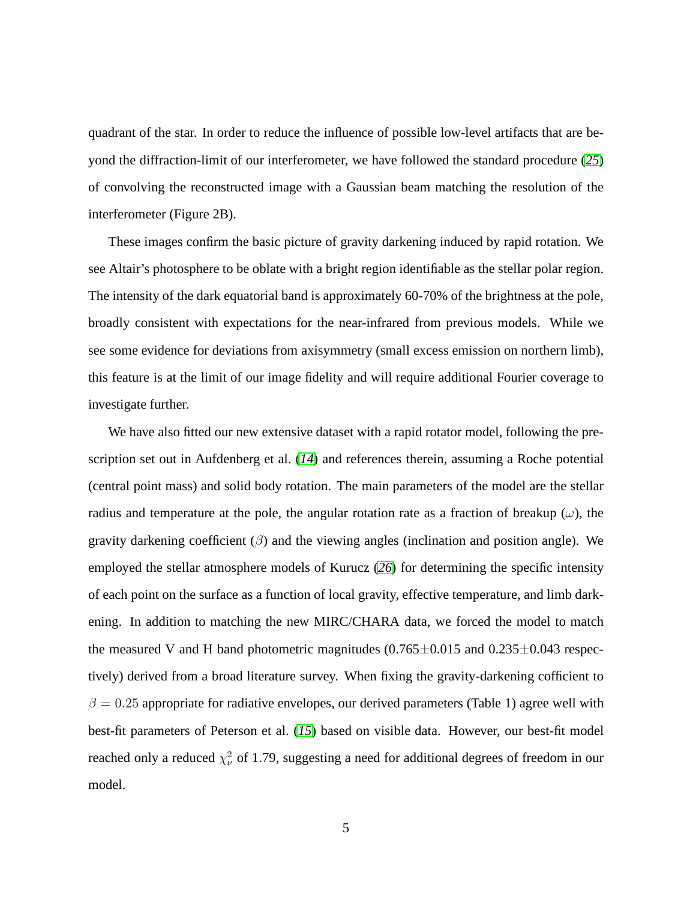quadrant of the star. In order to reduce the influence of possible low-level artifacts that are beyond the diffraction-limit of our interferometer, we have followed the standard procedure (*25*) of convolving the reconstructed image with a Gaussian beam matching the resolution of the interferometer (Figure 2B).

These images confirm the basic picture of gravity darkening induced by rapid rotation. We see Altair's photosphere to be oblate with a bright region identifiable as the stellar polar region. The intensity of the dark equatorial band is approximately 60-70% of the brightness at the pole, broadly consistent with expectations for the near-infrared from previous models. While we see some evidence for deviations from axisymmetry (small excess emission on northern limb), this feature is at the limit of our image fidelity and will require additional Fourier coverage to investigate further.

We have also fitted our new extensive dataset with a rapid rotator model, following the prescription set out in Aufdenberg et al. (*14*) and references therein, assuming a Roche potential (central point mass) and solid body rotation. The main parameters of the model are the stellar radius and temperature at the pole, the angular rotation rate as a fraction of breakup ($\omega$), the gravity darkening coefficient ($\beta$) and the viewing angles (inclination and position angle). We employed the stellar atmosphere models of Kurucz (*26*) for determining the specific intensity of each point on the surface as a function of local gravity, effective temperature, and limb darkening. In addition to matching the new MIRC/CHARA data, we forced the model to match the measured V and H band photometric magnitudes ($0.765\pm0.015$ and $0.235\pm0.043$ respectively) derived from a broad literature survey. When fixing the gravity-darkening cofficient to $\beta = 0.25$ appropriate for radiative envelopes, our derived parameters (Table 1) agree well with best-fit parameters of Peterson et al. (*15*) based on visible data. However, our best-fit model reached only a reduced $\chi^2_\nu$ of 1.79, suggesting a need for additional degrees of freedom in our model.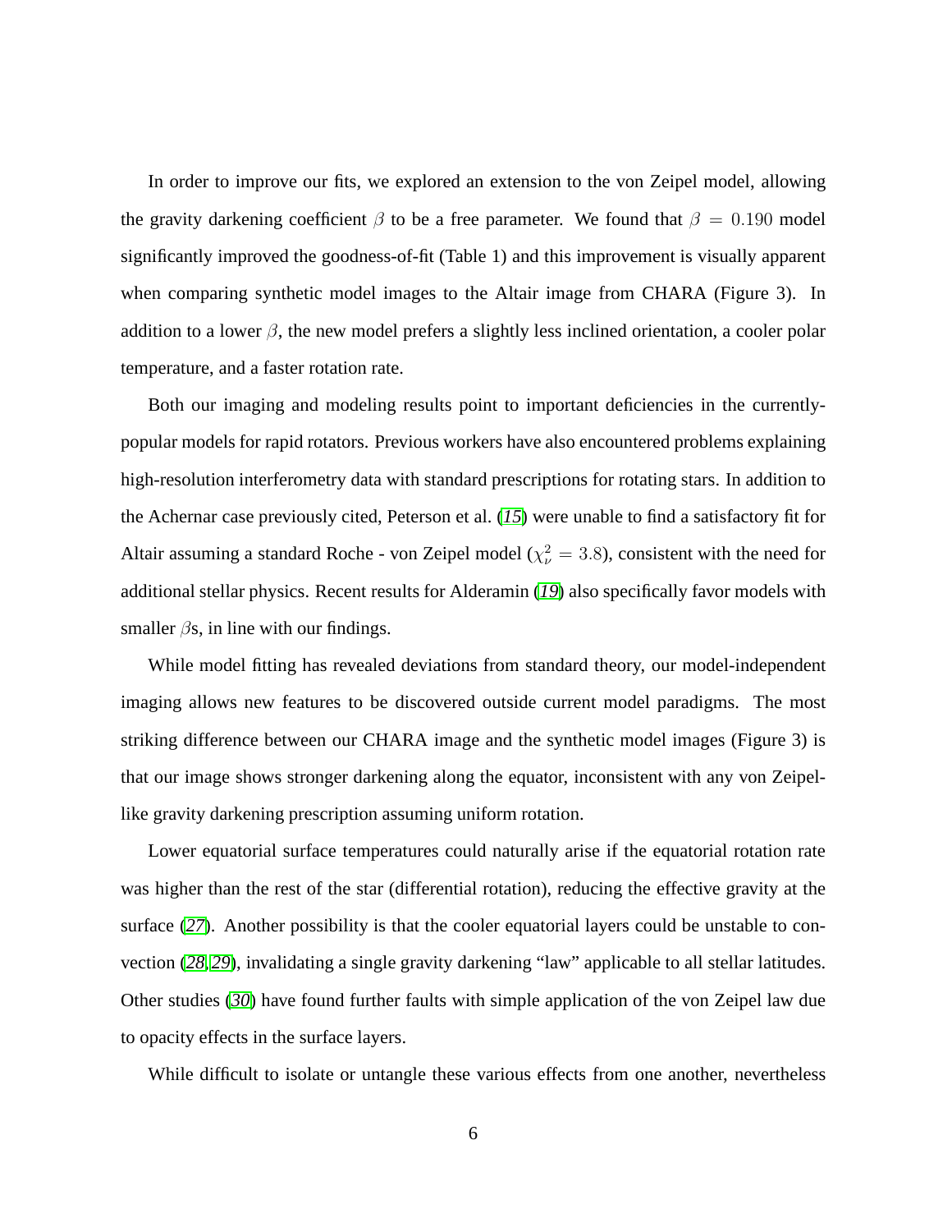In order to improve our fits, we explored an extension to the von Zeipel model, allowing the gravity darkening coefficient $\beta$ to be a free parameter. We found that $\beta = 0.190$ model significantly improved the goodness-of-fit (Table 1) and this improvement is visually apparent when comparing synthetic model images to the Altair image from CHARA (Figure 3). In addition to a lower $\beta$, the new model prefers a slightly less inclined orientation, a cooler polar temperature, and a faster rotation rate.

Both our imaging and modeling results point to important deficiencies in the currently-popular models for rapid rotators. Previous workers have also encountered problems explaining high-resolution interferometry data with standard prescriptions for rotating stars. In addition to the Achernar case previously cited, Peterson et al. (*15*) were unable to find a satisfactory fit for Altair assuming a standard Roche - von Zeipel model ($\chi^2_\nu = 3.8$), consistent with the need for additional stellar physics. Recent results for Alderamin (*19*) also specifically favor models with smaller $\beta$s, in line with our findings.

While model fitting has revealed deviations from standard theory, our model-independent imaging allows new features to be discovered outside current model paradigms. The most striking difference between our CHARA image and the synthetic model images (Figure 3) is that our image shows stronger darkening along the equator, inconsistent with any von Zeipel-like gravity darkening prescription assuming uniform rotation.

Lower equatorial surface temperatures could naturally arise if the equatorial rotation rate was higher than the rest of the star (differential rotation), reducing the effective gravity at the surface (*27*). Another possibility is that the cooler equatorial layers could be unstable to convection (*28*,*29*), invalidating a single gravity darkening "law" applicable to all stellar latitudes. Other studies (*30*) have found further faults with simple application of the von Zeipel law due to opacity effects in the surface layers.

While difficult to isolate or untangle these various effects from one another, nevertheless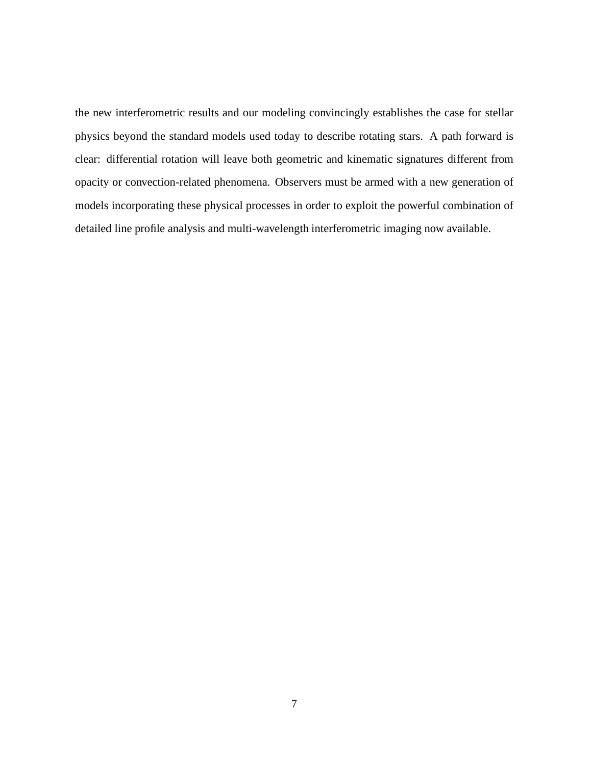the new interferometric results and our modeling convincingly establishes the case for stellar physics beyond the standard models used today to describe rotating stars. A path forward is clear: differential rotation will leave both geometric and kinematic signatures different from opacity or convection-related phenomena. Observers must be armed with a new generation of models incorporating these physical processes in order to exploit the powerful combination of detailed line profile analysis and multi-wavelength interferometric imaging now available.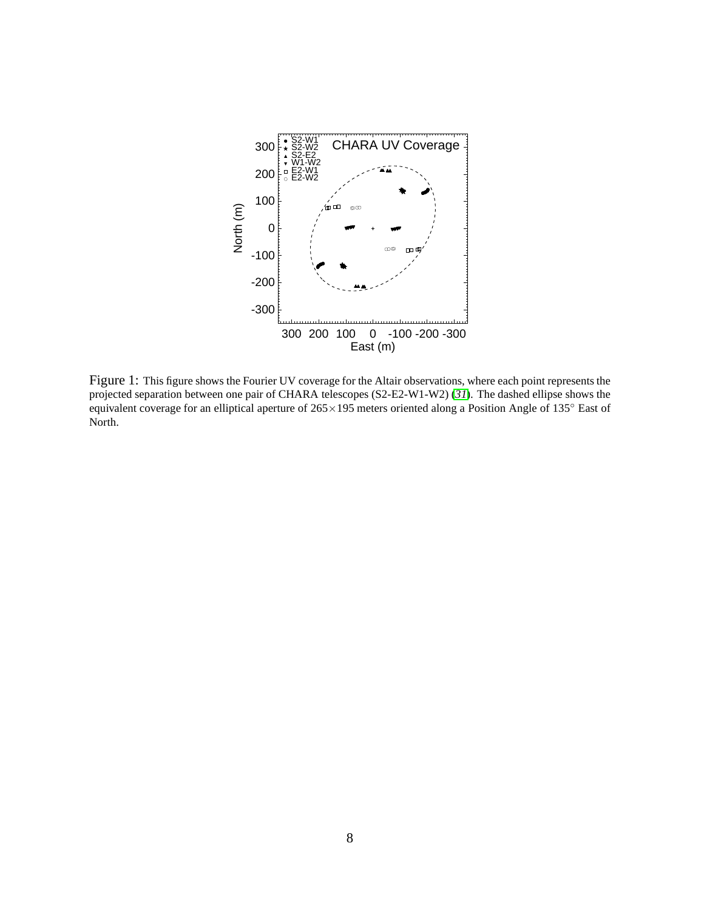Figure 1: This figure shows the Fourier UV coverage for the Altair observations, where each point represents the projected separation between one pair of CHARA telescopes (S2-E2-W1-W2) (*31*). The dashed ellipse shows the equivalent coverage for an elliptical aperture of 265×195 meters oriented along a Position Angle of 135° East of North.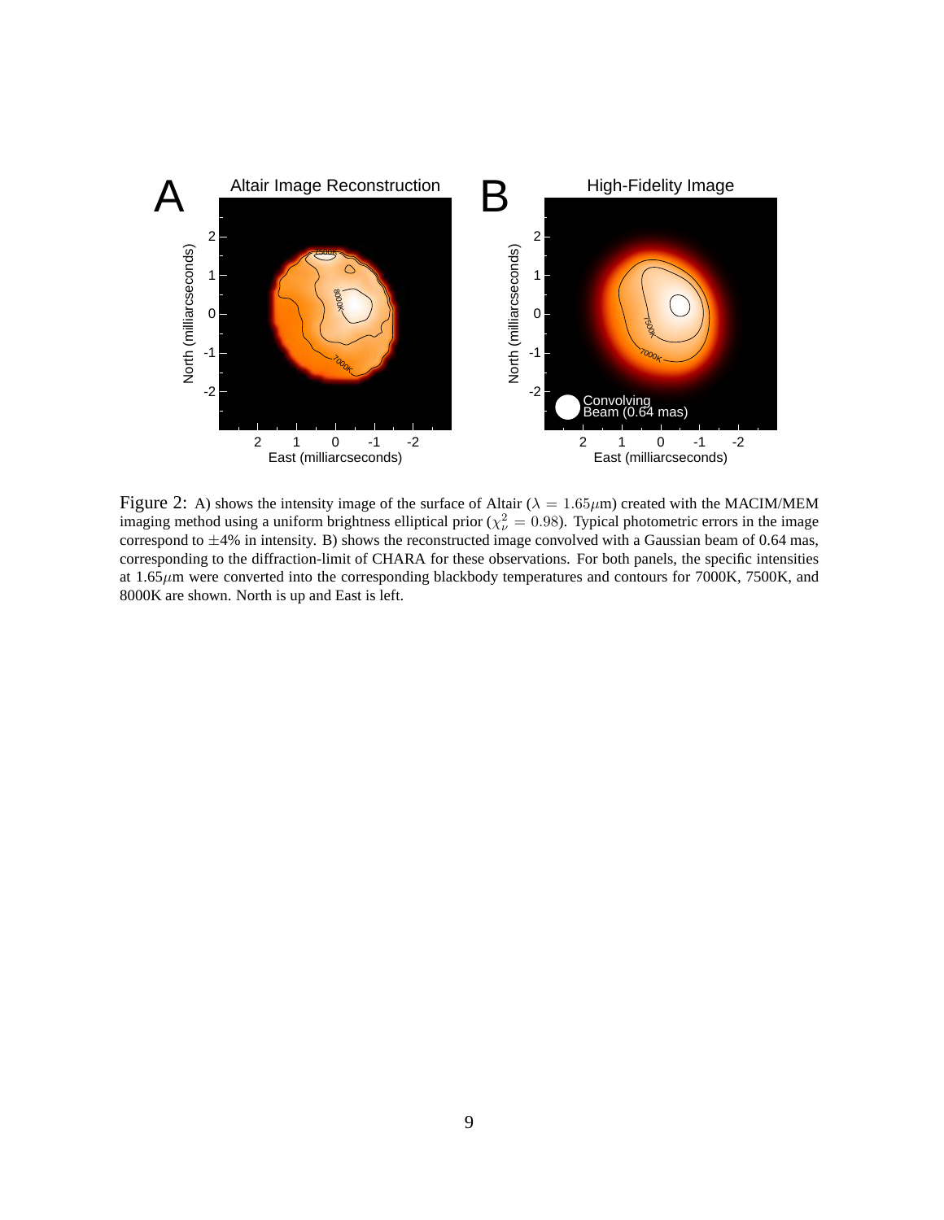Figure 2: A) shows the intensity image of the surface of Altair ($\lambda = 1.65\mu$m) created with the MACIM/MEM imaging method using a uniform brightness elliptical prior ($\chi^2_\nu = 0.98$). Typical photometric errors in the image correspond to $\pm$4% in intensity. B) shows the reconstructed image convolved with a Gaussian beam of 0.64 mas, corresponding to the diffraction-limit of CHARA for these observations. For both panels, the specific intensities at 1.65$\mu$m were converted into the corresponding blackbody temperatures and contours for 7000K, 7500K, and 8000K are shown. North is up and East is left.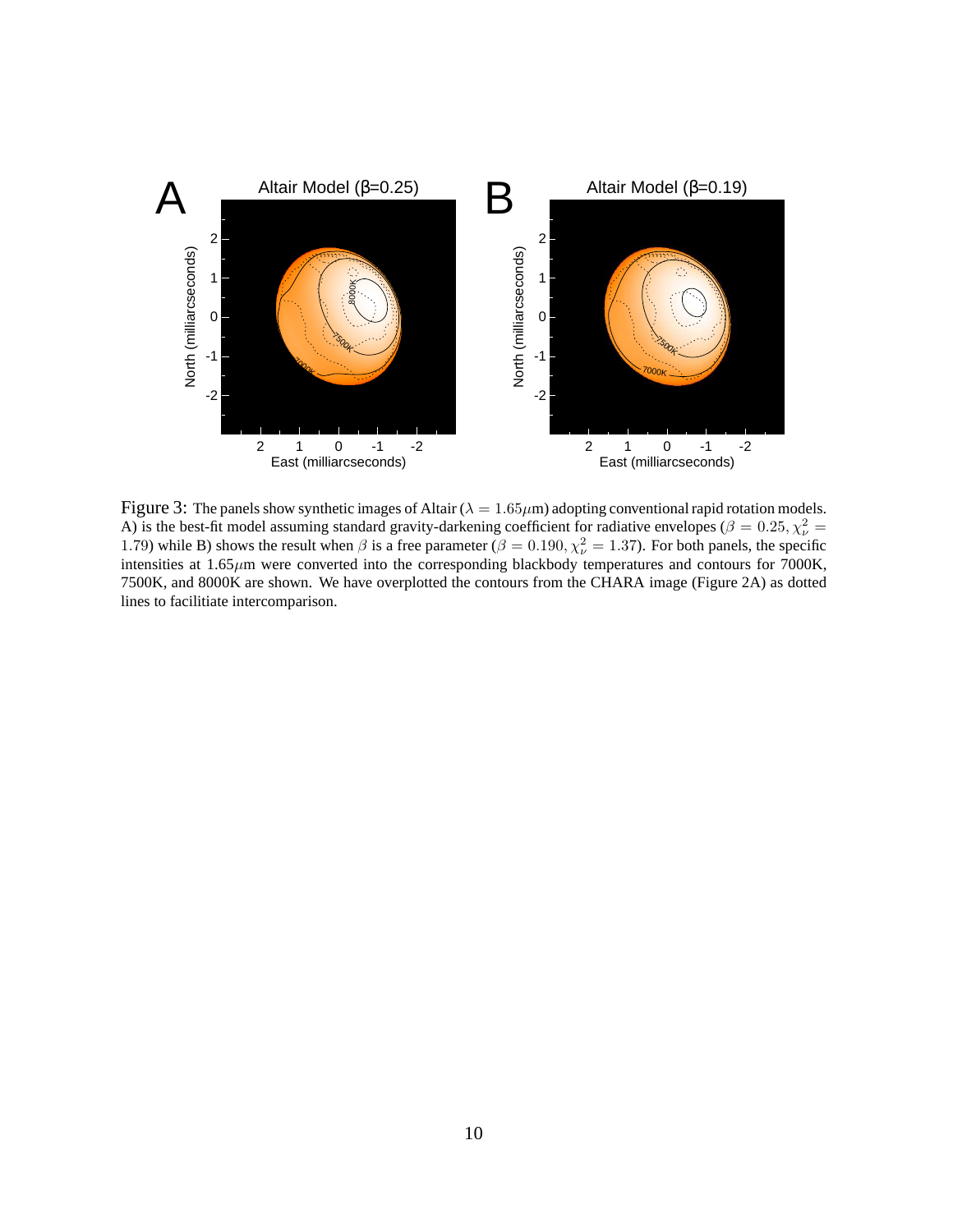Figure 3: The panels show synthetic images of Altair ($\lambda = 1.65\mu$m) adopting conventional rapid rotation models. A) is the best-fit model assuming standard gravity-darkening coefficient for radiative envelopes ($\beta = 0.25$, $\chi^2_\nu = 1.79$) while B) shows the result when $\beta$ is a free parameter ($\beta = 0.190$, $\chi^2_\nu = 1.37$). For both panels, the specific intensities at 1.65$\mu$m were converted into the corresponding blackbody temperatures and contours for 7000K, 7500K, and 8000K are shown. We have overplotted the contours from the CHARA image (Figure 2A) as dotted lines to facilitiate intercomparison.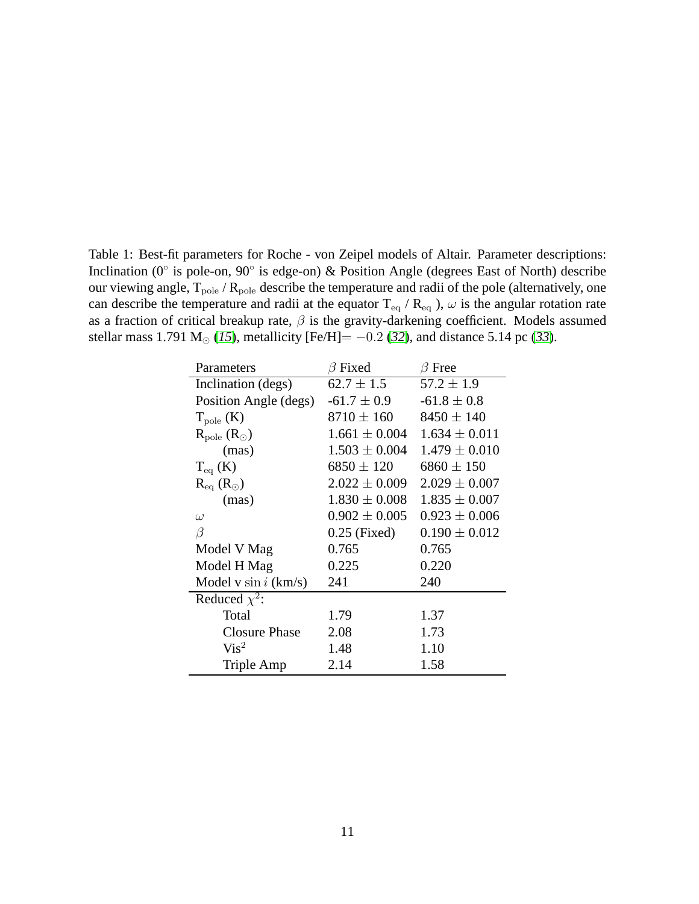Table 1: Best-fit parameters for Roche - von Zeipel models of Altair. Parameter descriptions: Inclination (0° is pole-on, 90° is edge-on) & Position Angle (degrees East of North) describe our viewing angle, $T_{pole}$ / $R_{pole}$ describe the temperature and radii of the pole (alternatively, one can describe the temperature and radii at the equator $T_{eq}$ / $R_{eq}$ ), $\omega$ is the angular rotation rate as a fraction of critical breakup rate, $\beta$ is the gravity-darkening coefficient. Models assumed stellar mass 1.791 $M_\odot$ (*15*), metallicity [Fe/H]$= -0.2$ (*32*), and distance 5.14 pc (*33*).

| Parameters | $\beta$ Fixed | $\beta$ Free |
|---|---|---|
| Inclination (degs) | $62.7 \pm 1.5$ | $57.2 \pm 1.9$ |
| Position Angle (degs) | $-61.7 \pm 0.9$ | $-61.8 \pm 0.8$ |
| $T_{pole}$ (K) | $8710 \pm 160$ | $8450 \pm 140$ |
| $R_{pole}$ ($R_\odot$) | $1.661 \pm 0.004$ | $1.634 \pm 0.011$ |
| (mas) | $1.503 \pm 0.004$ | $1.479 \pm 0.010$ |
| $T_{eq}$ (K) | $6850 \pm 120$ | $6860 \pm 150$ |
| $R_{eq}$ ($R_\odot$) | $2.022 \pm 0.009$ | $2.029 \pm 0.007$ |
| (mas) | $1.830 \pm 0.008$ | $1.835 \pm 0.007$ |
| $\omega$ | $0.902 \pm 0.005$ | $0.923 \pm 0.006$ |
| $\beta$ | 0.25 (Fixed) | $0.190 \pm 0.012$ |
| Model V Mag | 0.765 | 0.765 |
| Model H Mag | 0.225 | 0.220 |
| Model v $\sin i$ (km/s) | 241 | 240 |
| Reduced $\chi^2$: | | |
| Total | 1.79 | 1.37 |
| Closure Phase | 2.08 | 1.73 |
| $\text{Vis}^2$ | 1.48 | 1.10 |
| Triple Amp | 2.14 | 1.58 |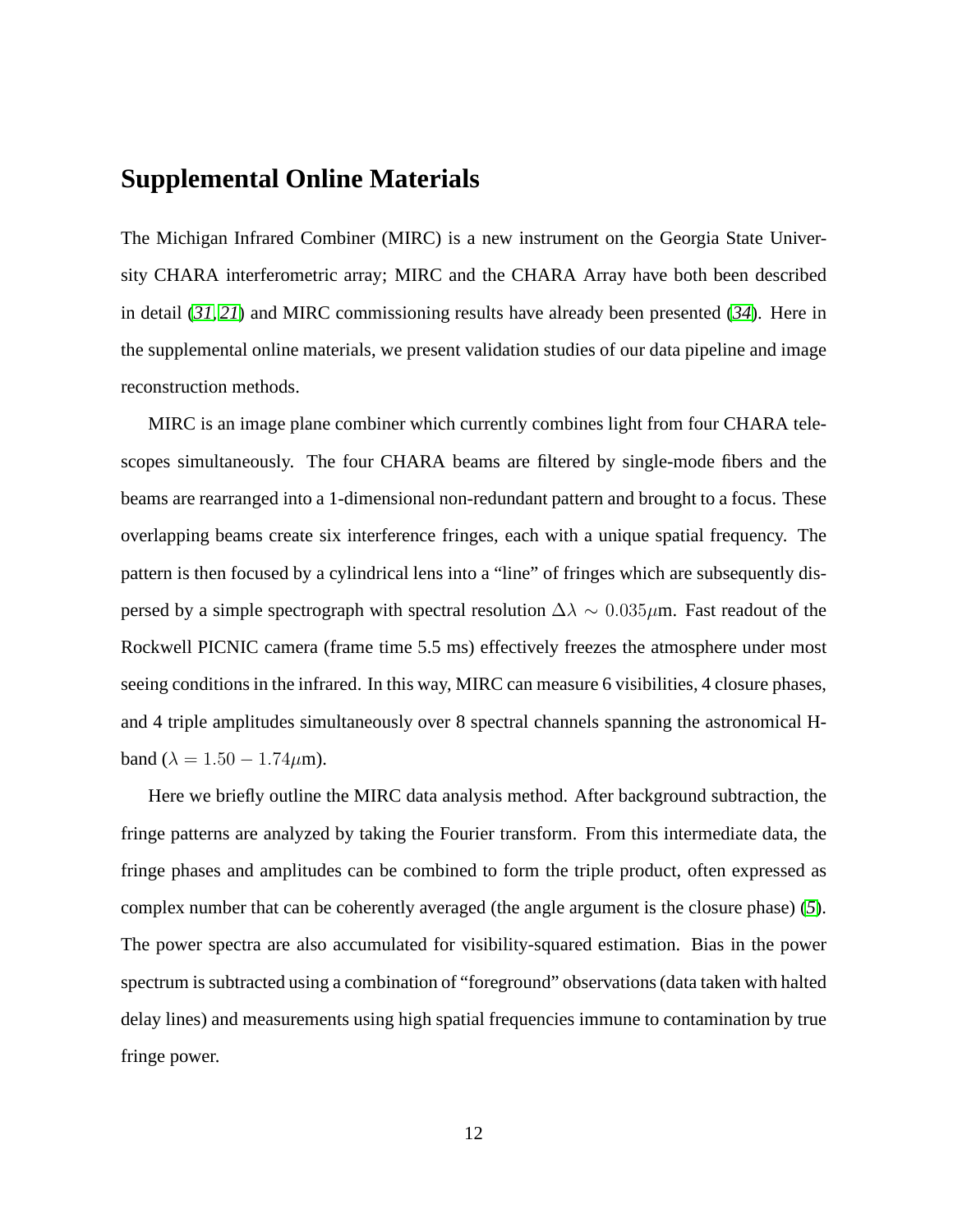# Supplemental Online Materials

The Michigan Infrared Combiner (MIRC) is a new instrument on the Georgia State University CHARA interferometric array; MIRC and the CHARA Array have both been described in detail (*31*, *21*) and MIRC commissioning results have already been presented (*34*). Here in the supplemental online materials, we present validation studies of our data pipeline and image reconstruction methods.

MIRC is an image plane combiner which currently combines light from four CHARA telescopes simultaneously. The four CHARA beams are filtered by single-mode fibers and the beams are rearranged into a 1-dimensional non-redundant pattern and brought to a focus. These overlapping beams create six interference fringes, each with a unique spatial frequency. The pattern is then focused by a cylindrical lens into a "line" of fringes which are subsequently dispersed by a simple spectrograph with spectral resolution $\Delta\lambda \sim 0.035\mu$m. Fast readout of the Rockwell PICNIC camera (frame time 5.5 ms) effectively freezes the atmosphere under most seeing conditions in the infrared. In this way, MIRC can measure 6 visibilities, 4 closure phases, and 4 triple amplitudes simultaneously over 8 spectral channels spanning the astronomical H-band ($\lambda = 1.50 - 1.74\mu$m).

Here we briefly outline the MIRC data analysis method. After background subtraction, the fringe patterns are analyzed by taking the Fourier transform. From this intermediate data, the fringe phases and amplitudes can be combined to form the triple product, often expressed as complex number that can be coherently averaged (the angle argument is the closure phase) (*5*). The power spectra are also accumulated for visibility-squared estimation. Bias in the power spectrum is subtracted using a combination of "foreground" observations (data taken with halted delay lines) and measurements using high spatial frequencies immune to contamination by true fringe power.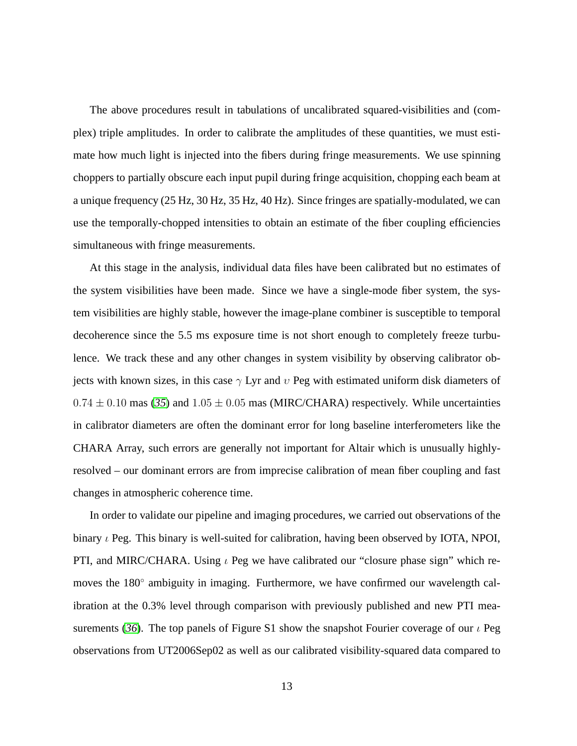The above procedures result in tabulations of uncalibrated squared-visibilities and (complex) triple amplitudes. In order to calibrate the amplitudes of these quantities, we must estimate how much light is injected into the fibers during fringe measurements. We use spinning choppers to partially obscure each input pupil during fringe acquisition, chopping each beam at a unique frequency (25 Hz, 30 Hz, 35 Hz, 40 Hz). Since fringes are spatially-modulated, we can use the temporally-chopped intensities to obtain an estimate of the fiber coupling efficiencies simultaneous with fringe measurements.

At this stage in the analysis, individual data files have been calibrated but no estimates of the system visibilities have been made. Since we have a single-mode fiber system, the system visibilities are highly stable, however the image-plane combiner is susceptible to temporal decoherence since the 5.5 ms exposure time is not short enough to completely freeze turbulence. We track these and any other changes in system visibility by observing calibrator objects with known sizes, in this case $\gamma$ Lyr and $\upsilon$ Peg with estimated uniform disk diameters of $0.74 \pm 0.10$ mas (*35*) and $1.05 \pm 0.05$ mas (MIRC/CHARA) respectively. While uncertainties in calibrator diameters are often the dominant error for long baseline interferometers like the CHARA Array, such errors are generally not important for Altair which is unusually highly-resolved – our dominant errors are from imprecise calibration of mean fiber coupling and fast changes in atmospheric coherence time.

In order to validate our pipeline and imaging procedures, we carried out observations of the binary $\iota$ Peg. This binary is well-suited for calibration, having been observed by IOTA, NPOI, PTI, and MIRC/CHARA. Using $\iota$ Peg we have calibrated our "closure phase sign" which removes the 180$^{\circ}$ ambiguity in imaging. Furthermore, we have confirmed our wavelength calibration at the 0.3% level through comparison with previously published and new PTI measurements (*36*). The top panels of Figure S1 show the snapshot Fourier coverage of our $\iota$ Peg observations from UT2006Sep02 as well as our calibrated visibility-squared data compared to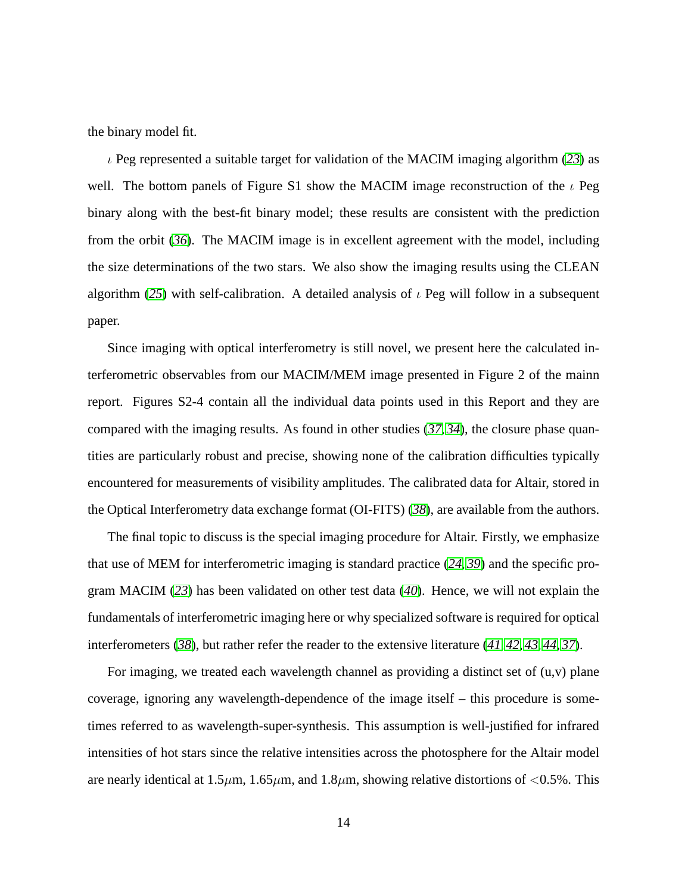the binary model fit.

$\iota$ Peg represented a suitable target for validation of the MACIM imaging algorithm (*23*) as well. The bottom panels of Figure S1 show the MACIM image reconstruction of the $\iota$ Peg binary along with the best-fit binary model; these results are consistent with the prediction from the orbit (*36*). The MACIM image is in excellent agreement with the model, including the size determinations of the two stars. We also show the imaging results using the CLEAN algorithm (*25*) with self-calibration. A detailed analysis of $\iota$ Peg will follow in a subsequent paper.

Since imaging with optical interferometry is still novel, we present here the calculated interferometric observables from our MACIM/MEM image presented in Figure 2 of the mainn report. Figures S2-4 contain all the individual data points used in this Report and they are compared with the imaging results. As found in other studies (*37*,*34*), the closure phase quantities are particularly robust and precise, showing none of the calibration difficulties typically encountered for measurements of visibility amplitudes. The calibrated data for Altair, stored in the Optical Interferometry data exchange format (OI-FITS) (*38*), are available from the authors.

The final topic to discuss is the special imaging procedure for Altair. Firstly, we emphasize that use of MEM for interferometric imaging is standard practice (*24*,*39*) and the specific program MACIM (*23*) has been validated on other test data (*40*). Hence, we will not explain the fundamentals of interferometric imaging here or why specialized software is required for optical interferometers (*38*), but rather refer the reader to the extensive literature (*41*,*42*,*43*,*44*,*37*).

For imaging, we treated each wavelength channel as providing a distinct set of (u,v) plane coverage, ignoring any wavelength-dependence of the image itself – this procedure is sometimes referred to as wavelength-super-synthesis. This assumption is well-justified for infrared intensities of hot stars since the relative intensities across the photosphere for the Altair model are nearly identical at 1.5$\mu$m, 1.65$\mu$m, and 1.8$\mu$m, showing relative distortions of $<$0.5%. This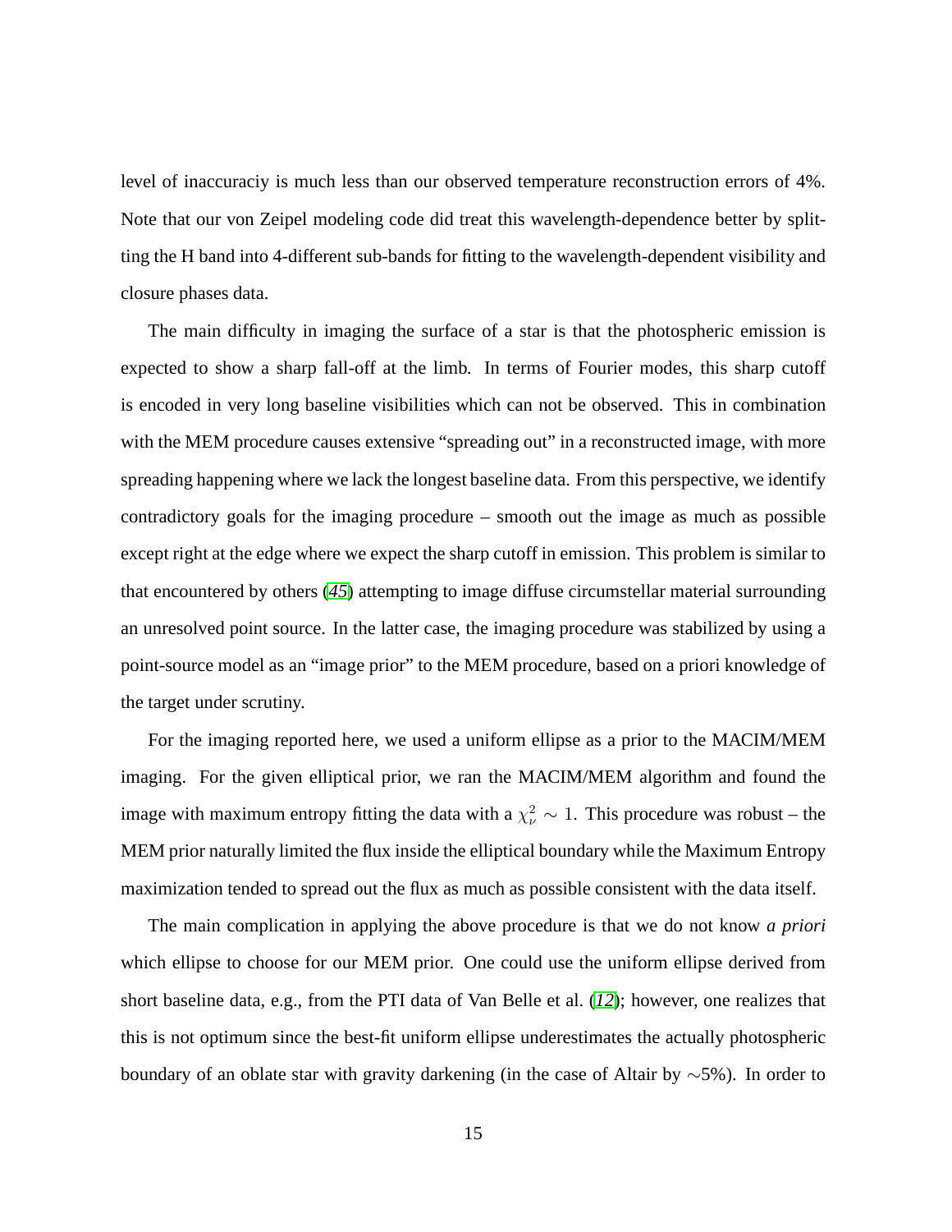level of inaccuraciy is much less than our observed temperature reconstruction errors of 4%. Note that our von Zeipel modeling code did treat this wavelength-dependence better by splitting the H band into 4-different sub-bands for fitting to the wavelength-dependent visibility and closure phases data.

The main difficulty in imaging the surface of a star is that the photospheric emission is expected to show a sharp fall-off at the limb. In terms of Fourier modes, this sharp cutoff is encoded in very long baseline visibilities which can not be observed. This in combination with the MEM procedure causes extensive "spreading out" in a reconstructed image, with more spreading happening where we lack the longest baseline data. From this perspective, we identify contradictory goals for the imaging procedure – smooth out the image as much as possible except right at the edge where we expect the sharp cutoff in emission. This problem is similar to that encountered by others (*45*) attempting to image diffuse circumstellar material surrounding an unresolved point source. In the latter case, the imaging procedure was stabilized by using a point-source model as an "image prior" to the MEM procedure, based on a priori knowledge of the target under scrutiny.

For the imaging reported here, we used a uniform ellipse as a prior to the MACIM/MEM imaging. For the given elliptical prior, we ran the MACIM/MEM algorithm and found the image with maximum entropy fitting the data with a $\chi^2_\nu \sim 1$. This procedure was robust – the MEM prior naturally limited the flux inside the elliptical boundary while the Maximum Entropy maximization tended to spread out the flux as much as possible consistent with the data itself.

The main complication in applying the above procedure is that we do not know *a priori* which ellipse to choose for our MEM prior. One could use the uniform ellipse derived from short baseline data, e.g., from the PTI data of Van Belle et al. (*12*); however, one realizes that this is not optimum since the best-fit uniform ellipse underestimates the actually photospheric boundary of an oblate star with gravity darkening (in the case of Altair by ∼5%). In order to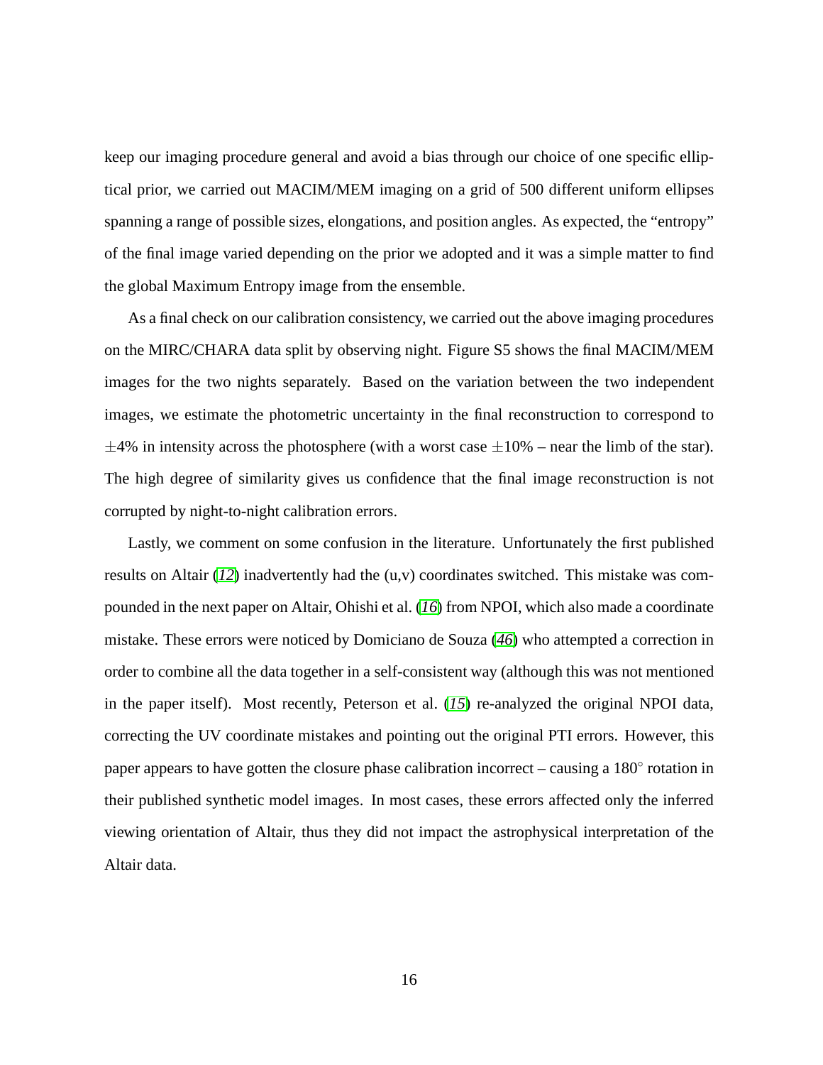keep our imaging procedure general and avoid a bias through our choice of one specific elliptical prior, we carried out MACIM/MEM imaging on a grid of 500 different uniform ellipses spanning a range of possible sizes, elongations, and position angles. As expected, the "entropy" of the final image varied depending on the prior we adopted and it was a simple matter to find the global Maximum Entropy image from the ensemble.

As a final check on our calibration consistency, we carried out the above imaging procedures on the MIRC/CHARA data split by observing night. Figure S5 shows the final MACIM/MEM images for the two nights separately. Based on the variation between the two independent images, we estimate the photometric uncertainty in the final reconstruction to correspond to $\pm$4% in intensity across the photosphere (with a worst case $\pm$10% – near the limb of the star). The high degree of similarity gives us confidence that the final image reconstruction is not corrupted by night-to-night calibration errors.

Lastly, we comment on some confusion in the literature. Unfortunately the first published results on Altair (*12*) inadvertently had the (u,v) coordinates switched. This mistake was compounded in the next paper on Altair, Ohishi et al. (*16*) from NPOI, which also made a coordinate mistake. These errors were noticed by Domiciano de Souza (*46*) who attempted a correction in order to combine all the data together in a self-consistent way (although this was not mentioned in the paper itself). Most recently, Peterson et al. (*15*) re-analyzed the original NPOI data, correcting the UV coordinate mistakes and pointing out the original PTI errors. However, this paper appears to have gotten the closure phase calibration incorrect – causing a 180$^{\circ}$ rotation in their published synthetic model images. In most cases, these errors affected only the inferred viewing orientation of Altair, thus they did not impact the astrophysical interpretation of the Altair data.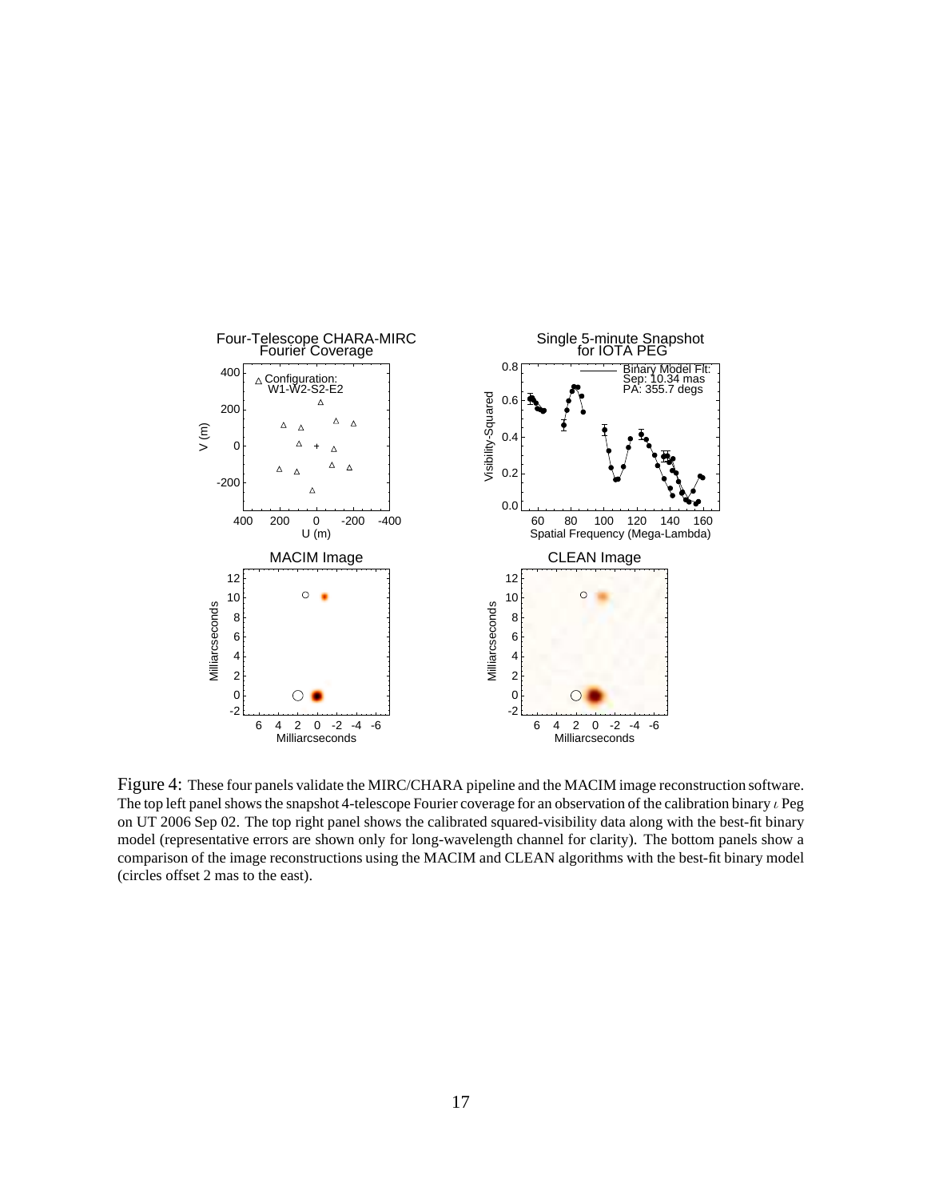Figure 4: These four panels validate the MIRC/CHARA pipeline and the MACIM image reconstruction software. The top left panel shows the snapshot 4-telescope Fourier coverage for an observation of the calibration binary $\iota$ Peg on UT 2006 Sep 02. The top right panel shows the calibrated squared-visibility data along with the best-fit binary model (representative errors are shown only for long-wavelength channel for clarity). The bottom panels show a comparison of the image reconstructions using the MACIM and CLEAN algorithms with the best-fit binary model (circles offset 2 mas to the east).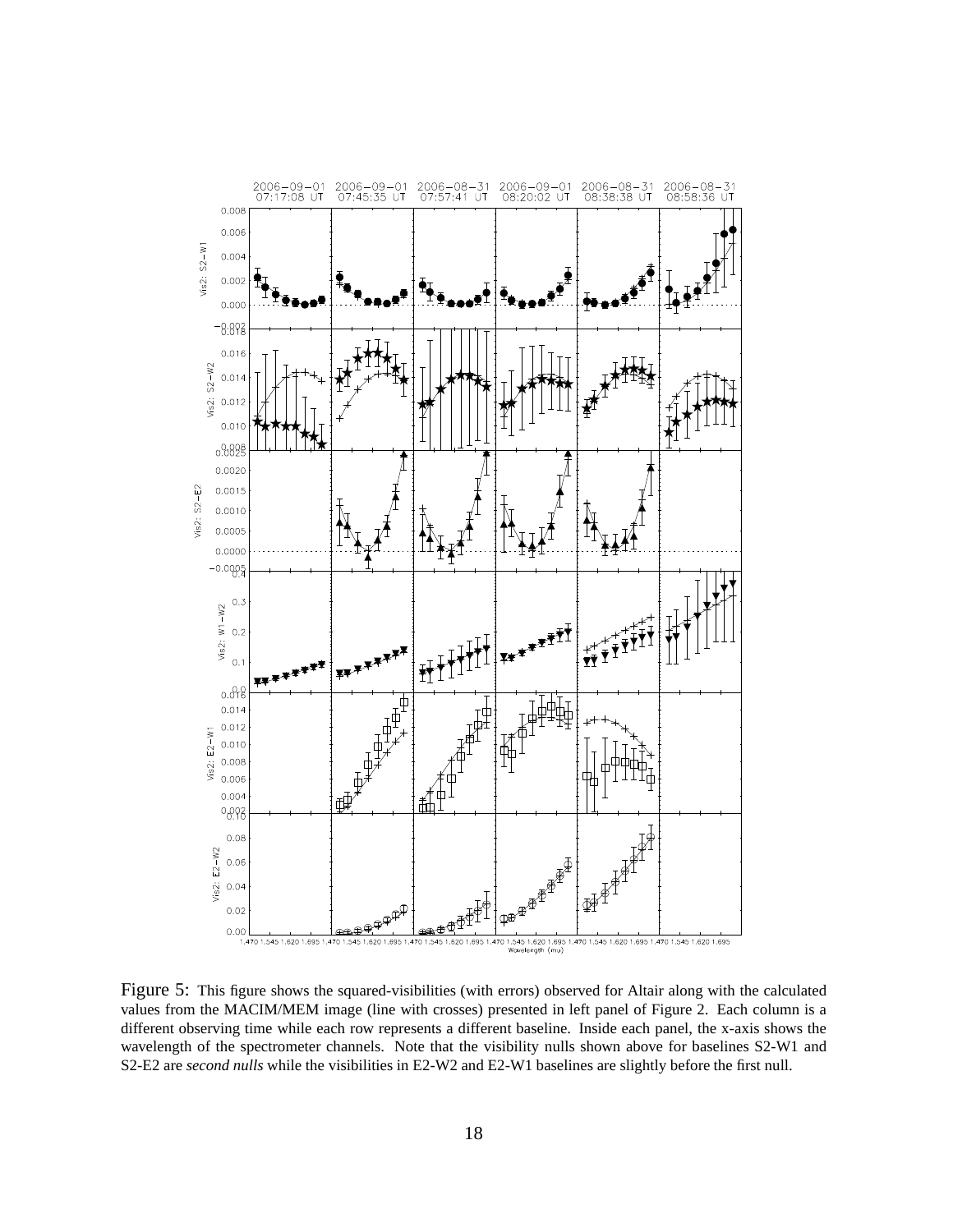Figure 5: This figure shows the squared-visibilities (with errors) observed for Altair along with the calculated values from the MACIM/MEM image (line with crosses) presented in left panel of Figure 2. Each column is a different observing time while each row represents a different baseline. Inside each panel, the x-axis shows the wavelength of the spectrometer channels. Note that the visibility nulls shown above for baselines S2-W1 and S2-E2 are *second nulls* while the visibilities in E2-W2 and E2-W1 baselines are slightly before the first null.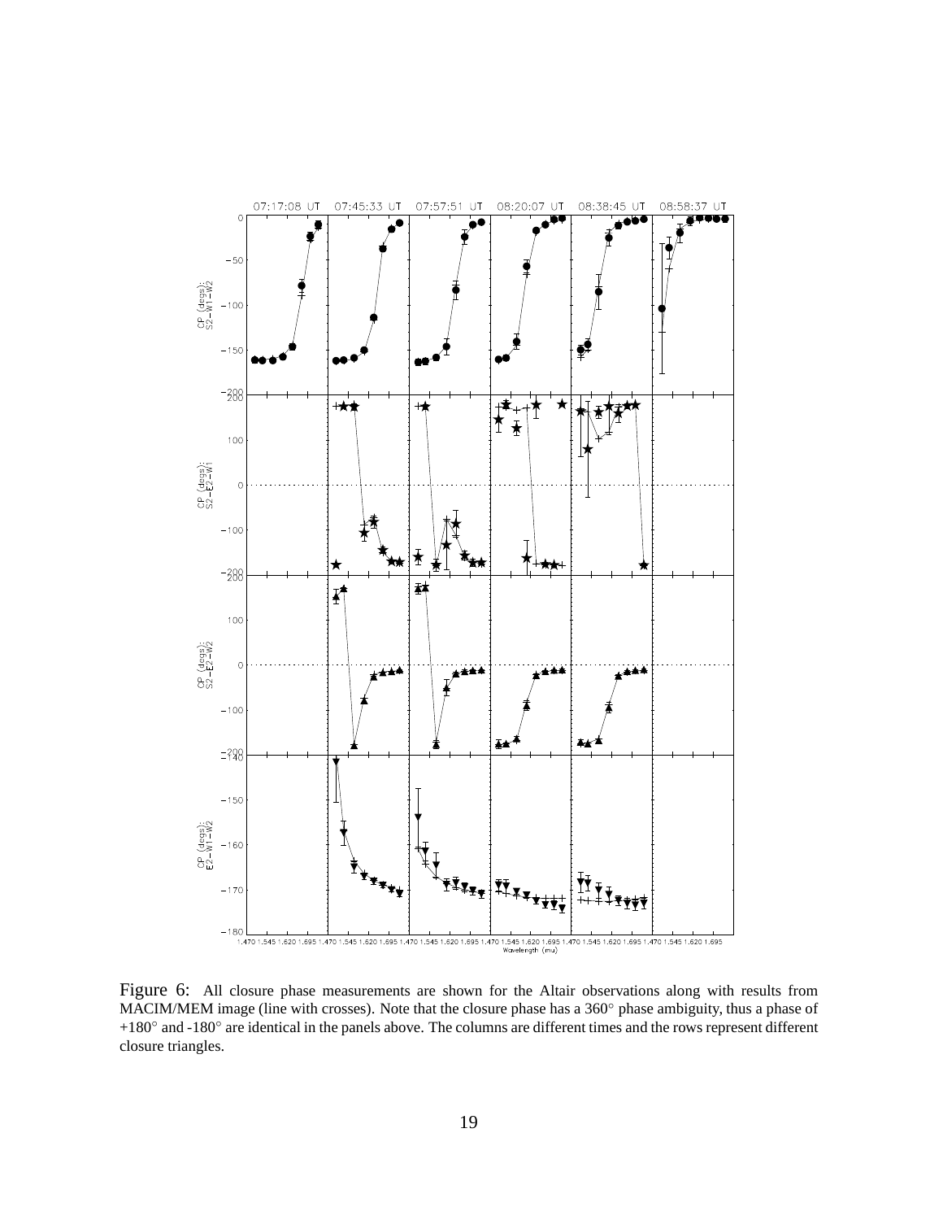Figure 6: All closure phase measurements are shown for the Altair observations along with results from MACIM/MEM image (line with crosses). Note that the closure phase has a 360° phase ambiguity, thus a phase of +180° and -180° are identical in the panels above. The columns are different times and the rows represent different closure triangles.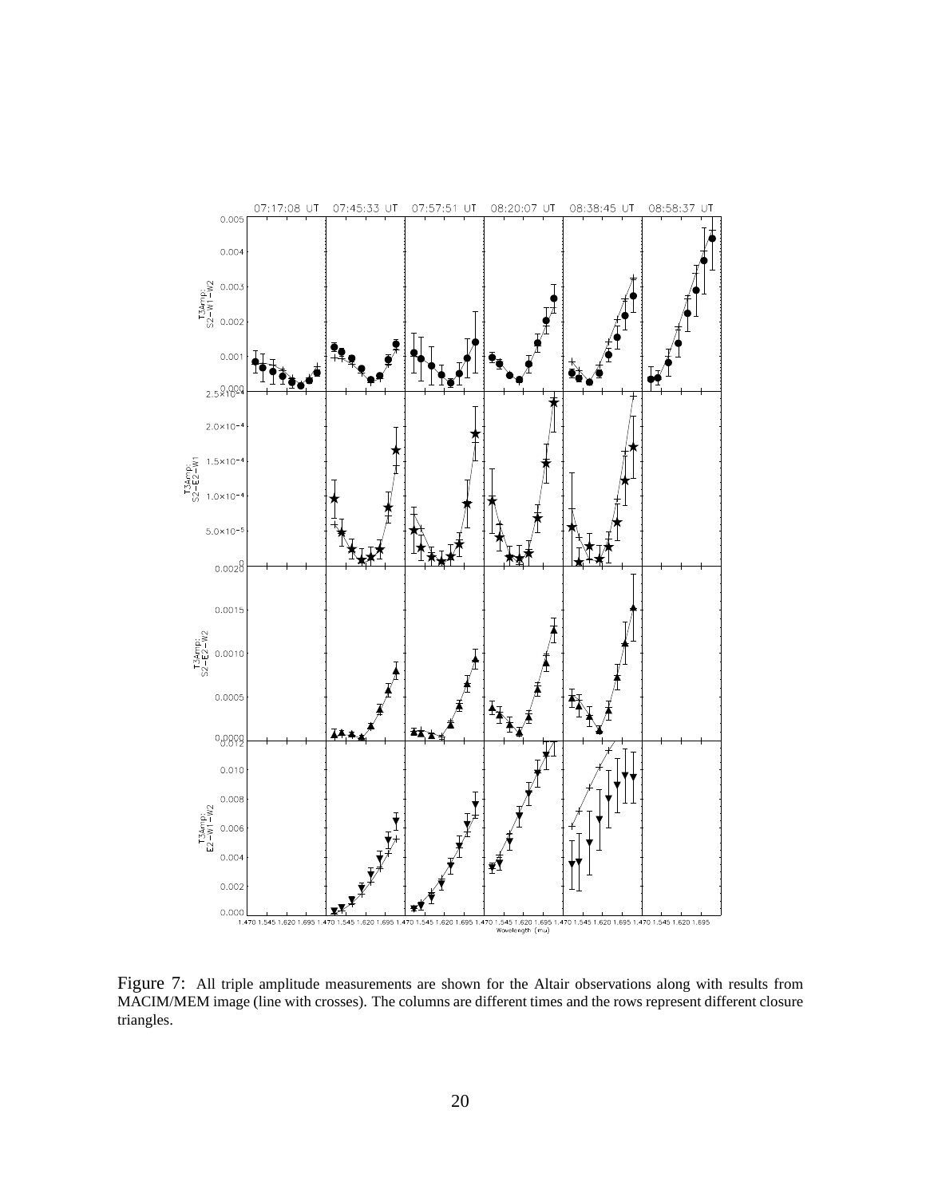Figure 7: All triple amplitude measurements are shown for the Altair observations along with results from MACIM/MEM image (line with crosses). The columns are different times and the rows represent different closure triangles.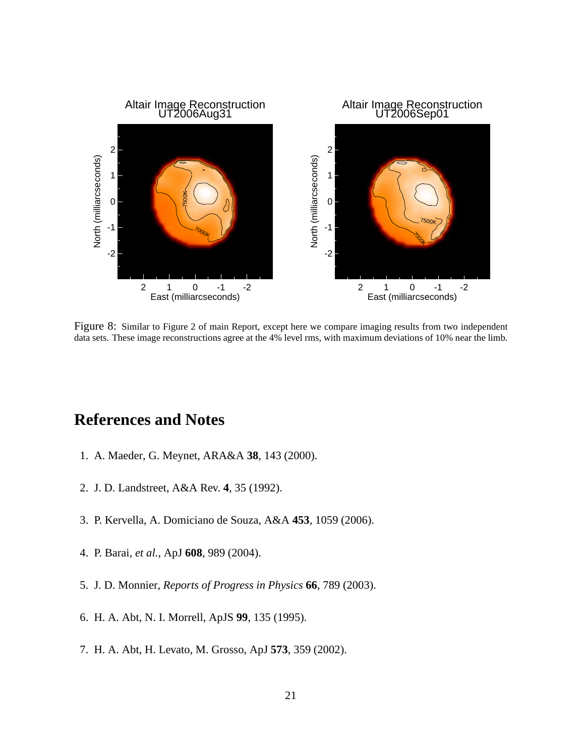Figure 8: Similar to Figure 2 of main Report, except here we compare imaging results from two independent data sets. These image reconstructions agree at the 4% level rms, with maximum deviations of 10% near the limb.

# References and Notes

1. A. Maeder, G. Meynet, ARA&A **38**, 143 (2000).
2. J. D. Landstreet, A&A Rev. **4**, 35 (1992).
3. P. Kervella, A. Domiciano de Souza, A&A **453**, 1059 (2006).
4. P. Barai, *et al.*, ApJ **608**, 989 (2004).
5. J. D. Monnier, *Reports of Progress in Physics* **66**, 789 (2003).
6. H. A. Abt, N. I. Morrell, ApJS **99**, 135 (1995).
7. H. A. Abt, H. Levato, M. Grosso, ApJ **573**, 359 (2002).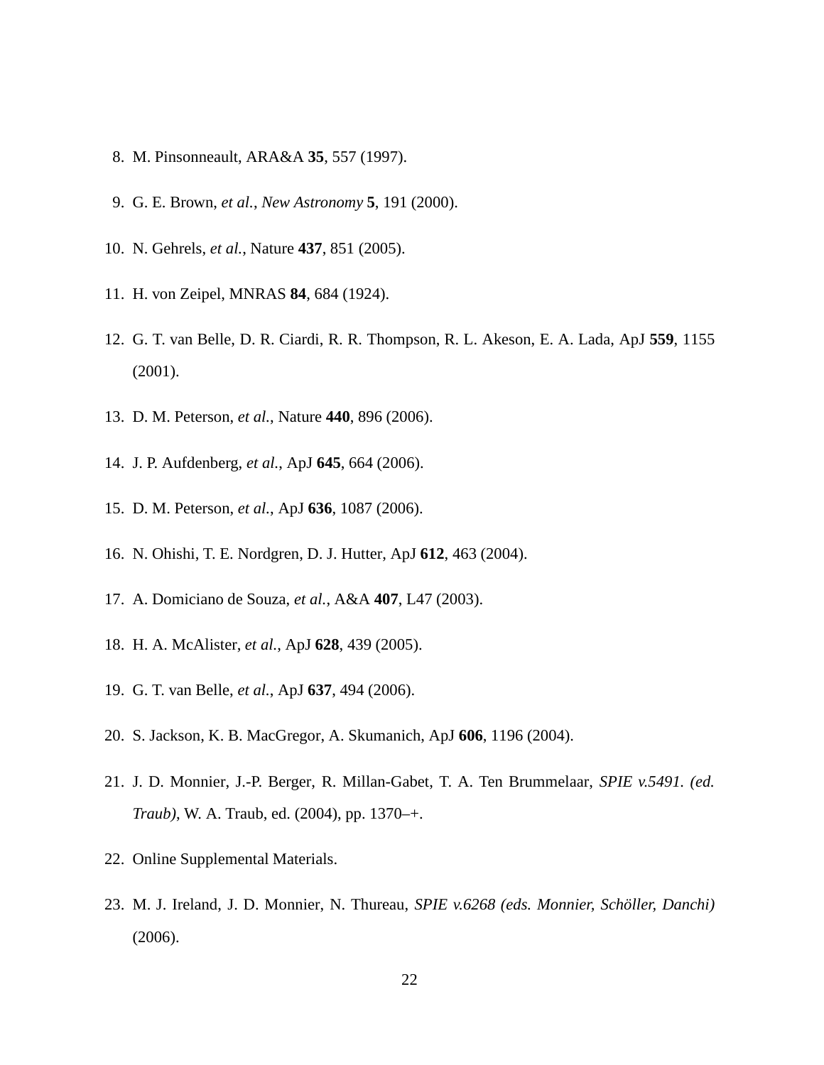8. M. Pinsonneault, ARA&A **35**, 557 (1997).
9. G. E. Brown, *et al.*, *New Astronomy* **5**, 191 (2000).
10. N. Gehrels, *et al.*, Nature **437**, 851 (2005).
11. H. von Zeipel, MNRAS **84**, 684 (1924).
12. G. T. van Belle, D. R. Ciardi, R. R. Thompson, R. L. Akeson, E. A. Lada, ApJ **559**, 1155 (2001).
13. D. M. Peterson, *et al.*, Nature **440**, 896 (2006).
14. J. P. Aufdenberg, *et al.*, ApJ **645**, 664 (2006).
15. D. M. Peterson, *et al.*, ApJ **636**, 1087 (2006).
16. N. Ohishi, T. E. Nordgren, D. J. Hutter, ApJ **612**, 463 (2004).
17. A. Domiciano de Souza, *et al.*, A&A **407**, L47 (2003).
18. H. A. McAlister, *et al.*, ApJ **628**, 439 (2005).
19. G. T. van Belle, *et al.*, ApJ **637**, 494 (2006).
20. S. Jackson, K. B. MacGregor, A. Skumanich, ApJ **606**, 1196 (2004).
21. J. D. Monnier, J.-P. Berger, R. Millan-Gabet, T. A. Ten Brummelaar, *SPIE v.5491. (ed. Traub)*, W. A. Traub, ed. (2004), pp. 1370–+.
22. Online Supplemental Materials.
23. M. J. Ireland, J. D. Monnier, N. Thureau, *SPIE v.6268 (eds. Monnier, Schöller, Danchi)* (2006).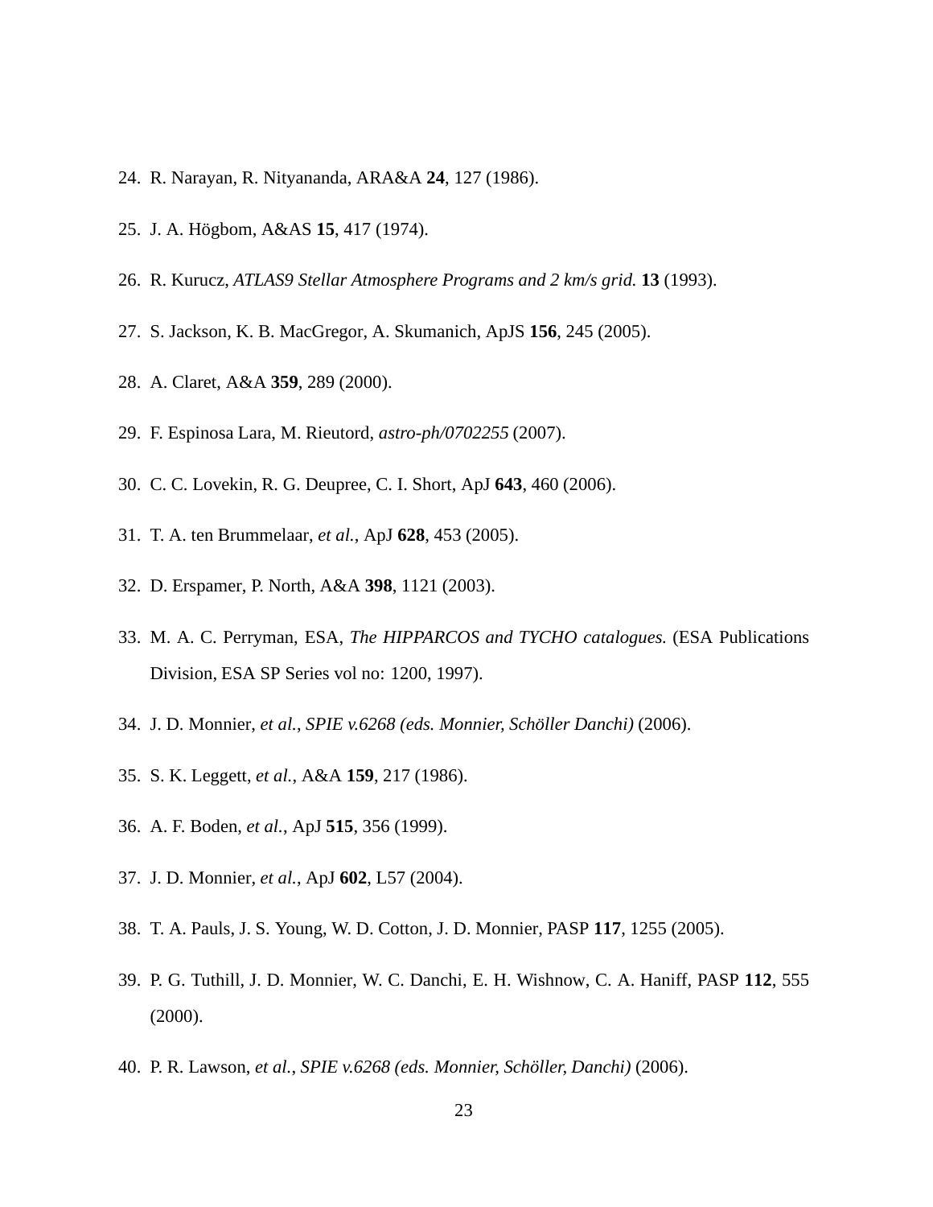24. R. Narayan, R. Nityananda, ARA&A **24**, 127 (1986).

25. J. A. Högbom, A&AS **15**, 417 (1974).

26. R. Kurucz, *ATLAS9 Stellar Atmosphere Programs and 2 km/s grid.* **13** (1993).

27. S. Jackson, K. B. MacGregor, A. Skumanich, ApJS **156**, 245 (2005).

28. A. Claret, A&A **359**, 289 (2000).

29. F. Espinosa Lara, M. Rieutord, *astro-ph/0702255* (2007).

30. C. C. Lovekin, R. G. Deupree, C. I. Short, ApJ **643**, 460 (2006).

31. T. A. ten Brummelaar, *et al.*, ApJ **628**, 453 (2005).

32. D. Erspamer, P. North, A&A **398**, 1121 (2003).

33. M. A. C. Perryman, ESA, *The HIPPARCOS and TYCHO catalogues.* (ESA Publications Division, ESA SP Series vol no: 1200, 1997).

34. J. D. Monnier, *et al.*, *SPIE v.6268 (eds. Monnier, Schöller Danchi)* (2006).

35. S. K. Leggett, *et al.*, A&A **159**, 217 (1986).

36. A. F. Boden, *et al.*, ApJ **515**, 356 (1999).

37. J. D. Monnier, *et al.*, ApJ **602**, L57 (2004).

38. T. A. Pauls, J. S. Young, W. D. Cotton, J. D. Monnier, PASP **117**, 1255 (2005).

39. P. G. Tuthill, J. D. Monnier, W. C. Danchi, E. H. Wishnow, C. A. Haniff, PASP **112**, 555 (2000).

40. P. R. Lawson, *et al.*, *SPIE v.6268 (eds. Monnier, Schöller, Danchi)* (2006).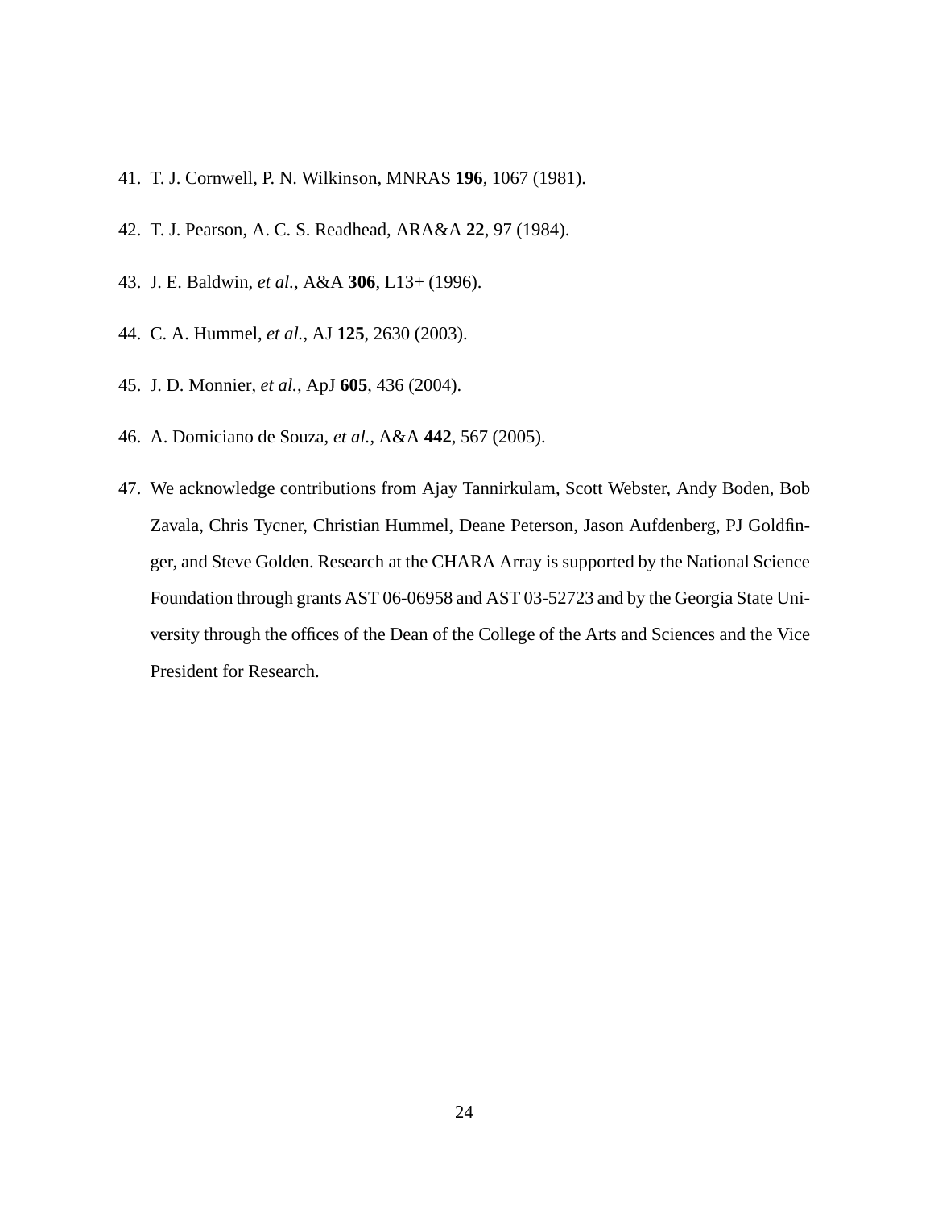41. T. J. Cornwell, P. N. Wilkinson, MNRAS **196**, 1067 (1981).

42. T. J. Pearson, A. C. S. Readhead, ARA&A **22**, 97 (1984).

43. J. E. Baldwin, *et al.*, A&A **306**, L13+ (1996).

44. C. A. Hummel, *et al.*, AJ **125**, 2630 (2003).

45. J. D. Monnier, *et al.*, ApJ **605**, 436 (2004).

46. A. Domiciano de Souza, *et al.*, A&A **442**, 567 (2005).

47. We acknowledge contributions from Ajay Tannirkulam, Scott Webster, Andy Boden, Bob Zavala, Chris Tycner, Christian Hummel, Deane Peterson, Jason Aufdenberg, PJ Goldfinger, and Steve Golden. Research at the CHARA Array is supported by the National Science Foundation through grants AST 06-06958 and AST 03-52723 and by the Georgia State University through the offices of the Dean of the College of the Arts and Sciences and the Vice President for Research.